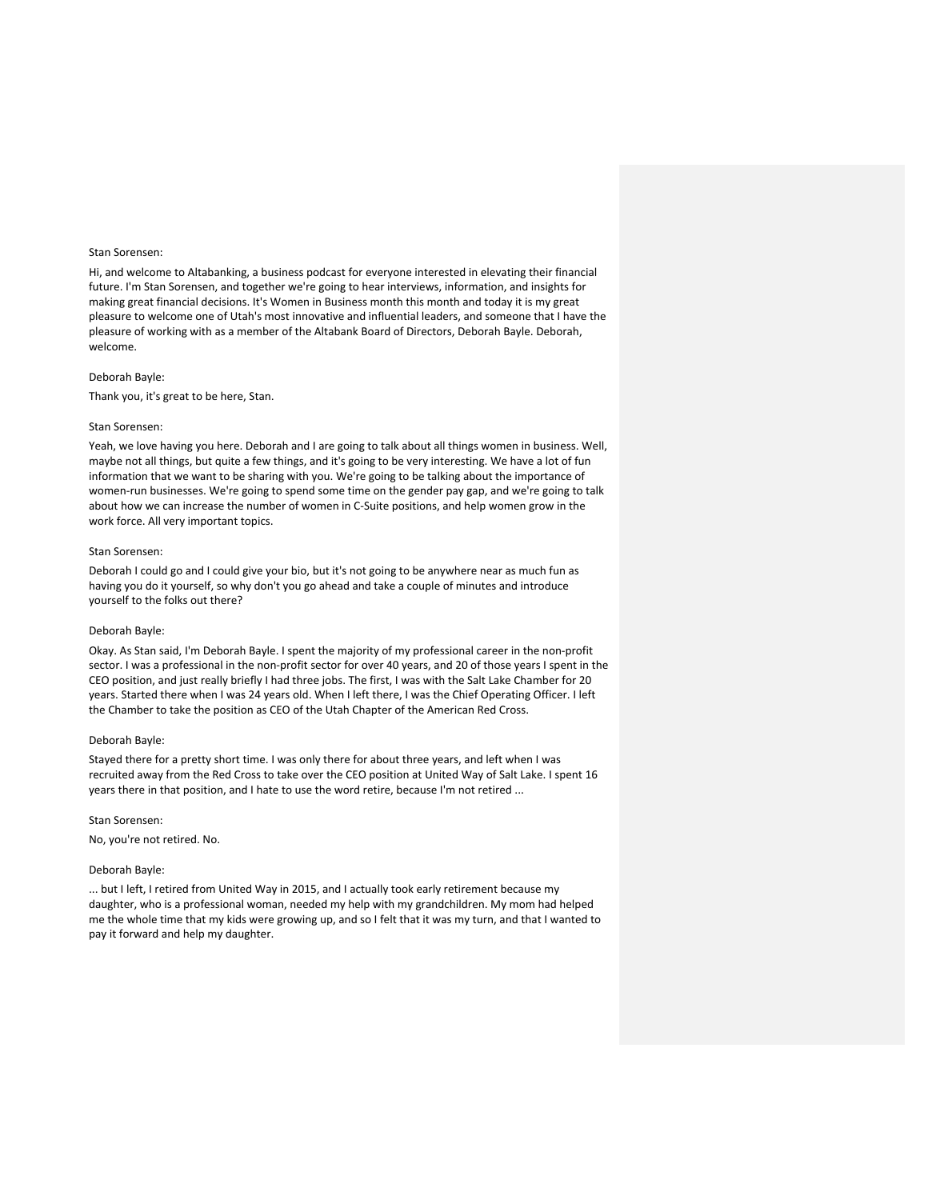Stan Sorensen:

Hi, and welcome to Altabanking, a business podcast for everyone interested in elevating their financial future. I'm Stan Sorensen, and together we're going to hear interviews, information, and insights for making great financial decisions. It's Women in Business month this month and today it is my great pleasure to welcome one of Utah's most innovative and influential leaders, and someone that I have the pleasure of working with as a member of the Altabank Board of Directors, Deborah Bayle. Deborah, welcome.

Deborah Bayle:

Thank you, it's great to be here, Stan.

Stan Sorensen:

Yeah, we love having you here. Deborah and I are going to talk about all things women in business. Well, maybe not all things, but quite a few things, and it's going to be very interesting. We have a lot of fun information that we want to be sharing with you. We're going to be talking about the importance of women-run businesses. We're going to spend some time on the gender pay gap, and we're going to talk about how we can increase the number of women in C-Suite positions, and help women grow in the work force. All very important topics.

Stan Sorensen:

Deborah I could go and I could give your bio, but it's not going to be anywhere near as much fun as having you do it yourself, so why don't you go ahead and take a couple of minutes and introduce yourself to the folks out there?

Deborah Bayle:

Okay. As Stan said, I'm Deborah Bayle. I spent the majority of my professional career in the non-profit sector. I was a professional in the non-profit sector for over 40 years, and 20 of those years I spent in the CEO position, and just really briefly I had three jobs. The first, I was with the Salt Lake Chamber for 20 years. Started there when I was 24 years old. When I left there, I was the Chief Operating Officer. I left the Chamber to take the position as CEO of the Utah Chapter of the American Red Cross.

Deborah Bayle:

Stayed there for a pretty short time. I was only there for about three years, and left when I was recruited away from the Red Cross to take over the CEO position at United Way of Salt Lake. I spent 16 years there in that position, and I hate to use the word retire, because I'm not retired ...

Stan Sorensen:

No, you're not retired. No.

Deborah Bayle:

... but I left, I retired from United Way in 2015, and I actually took early retirement because my daughter, who is a professional woman, needed my help with my grandchildren. My mom had helped me the whole time that my kids were growing up, and so I felt that it was my turn, and that I wanted to pay it forward and help my daughter.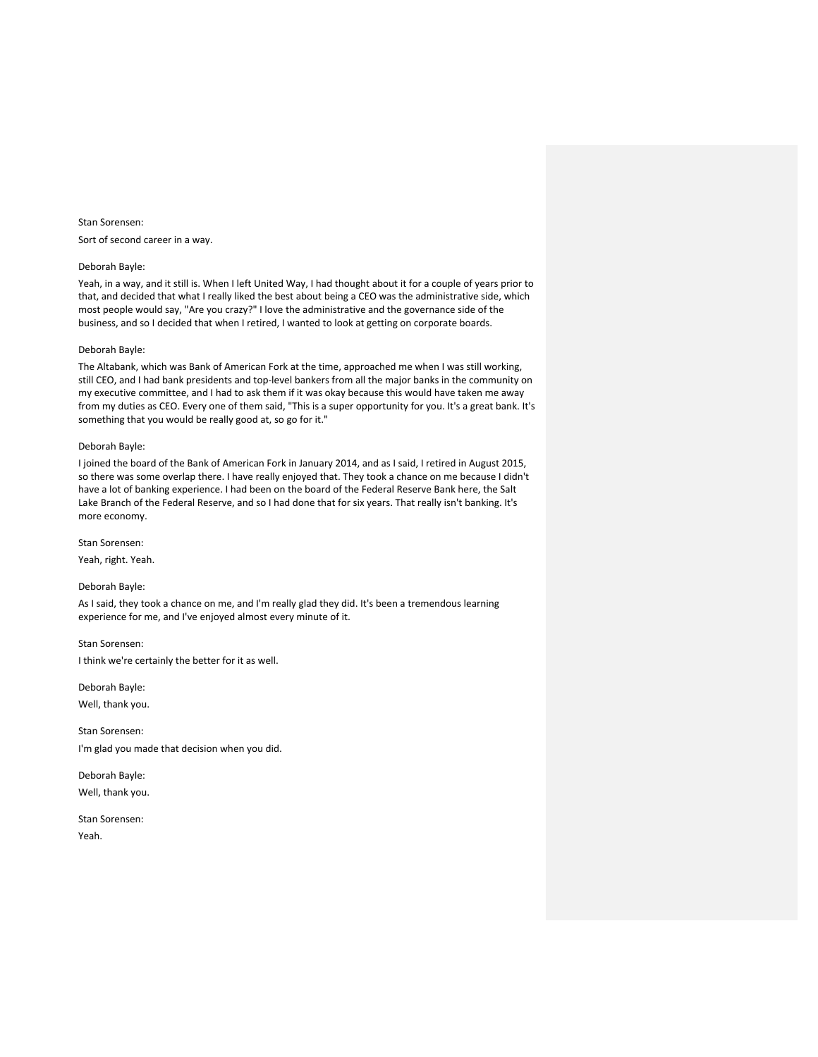Stan Sorensen:

Sort of second career in a way.

Deborah Bayle:

Yeah, in a way, and it still is. When I left United Way, I had thought about it for a couple of years prior to that, and decided that what I really liked the best about being a CEO was the administrative side, which most people would say, "Are you crazy?" I love the administrative and the governance side of the business, and so I decided that when I retired, I wanted to look at getting on corporate boards.

Deborah Bayle:

The Altabank, which was Bank of American Fork at the time, approached me when I was still working, still CEO, and I had bank presidents and top-level bankers from all the major banks in the community on my executive committee, and I had to ask them if it was okay because this would have taken me away from my duties as CEO. Every one of them said, "This is a super opportunity for you. It's a great bank. It's something that you would be really good at, so go for it."

Deborah Bayle:

I joined the board of the Bank of American Fork in January 2014, and as I said, I retired in August 2015, so there was some overlap there. I have really enjoyed that. They took a chance on me because I didn't have a lot of banking experience. I had been on the board of the Federal Reserve Bank here, the Salt Lake Branch of the Federal Reserve, and so I had done that for six years. That really isn't banking. It's more economy.

Stan Sorensen:

Yeah, right. Yeah.

Deborah Bayle:

As I said, they took a chance on me, and I'm really glad they did. It's been a tremendous learning experience for me, and I've enjoyed almost every minute of it.

Stan Sorensen:

I think we're certainly the better for it as well.

Deborah Bayle:

Well, thank you.

Stan Sorensen:

I'm glad you made that decision when you did.

Deborah Bayle:

Well, thank you.

Stan Sorensen:

Yeah.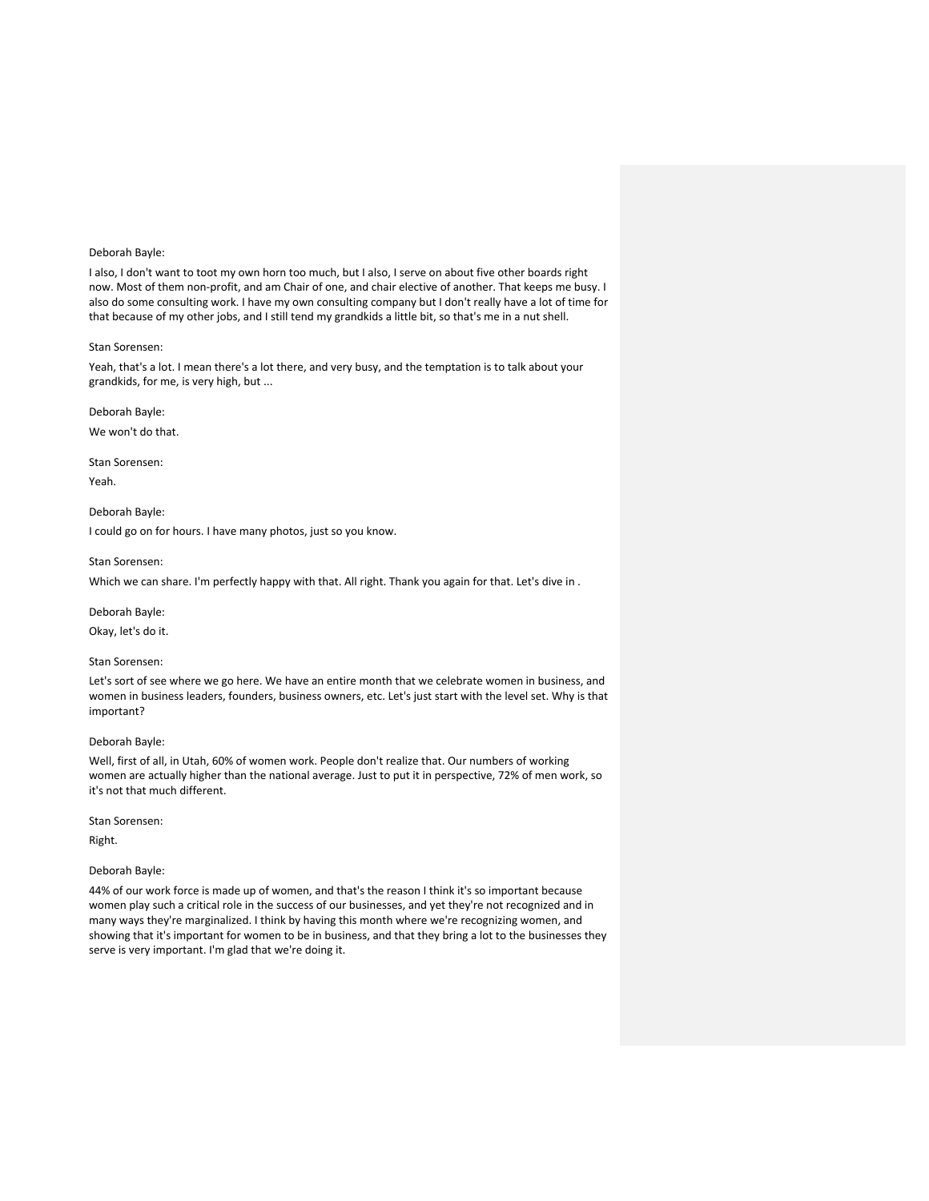Deborah Bayle:

I also, I don't want to toot my own horn too much, but I also, I serve on about five other boards right now. Most of them non-profit, and am Chair of one, and chair elective of another. That keeps me busy. I also do some consulting work. I have my own consulting company but I don't really have a lot of time for that because of my other jobs, and I still tend my grandkids a little bit, so that's me in a nut shell.

Stan Sorensen:

Yeah, that's a lot. I mean there's a lot there, and very busy, and the temptation is to talk about your grandkids, for me, is very high, but ...

Deborah Bayle:

We won't do that.

Stan Sorensen:

Yeah.

Deborah Bayle:

I could go on for hours. I have many photos, just so you know.

Stan Sorensen:

Which we can share. I'm perfectly happy with that. All right. Thank you again for that. Let's dive in .

Deborah Bayle:

Okay, let's do it.

Stan Sorensen:

Let's sort of see where we go here. We have an entire month that we celebrate women in business, and women in business leaders, founders, business owners, etc. Let's just start with the level set. Why is that important?

Deborah Bayle:

Well, first of all, in Utah, 60% of women work. People don't realize that. Our numbers of working women are actually higher than the national average. Just to put it in perspective, 72% of men work, so it's not that much different.

Stan Sorensen:

Right.

Deborah Bayle:

44% of our work force is made up of women, and that's the reason I think it's so important because women play such a critical role in the success of our businesses, and yet they're not recognized and in many ways they're marginalized. I think by having this month where we're recognizing women, and showing that it's important for women to be in business, and that they bring a lot to the businesses they serve is very important. I'm glad that we're doing it.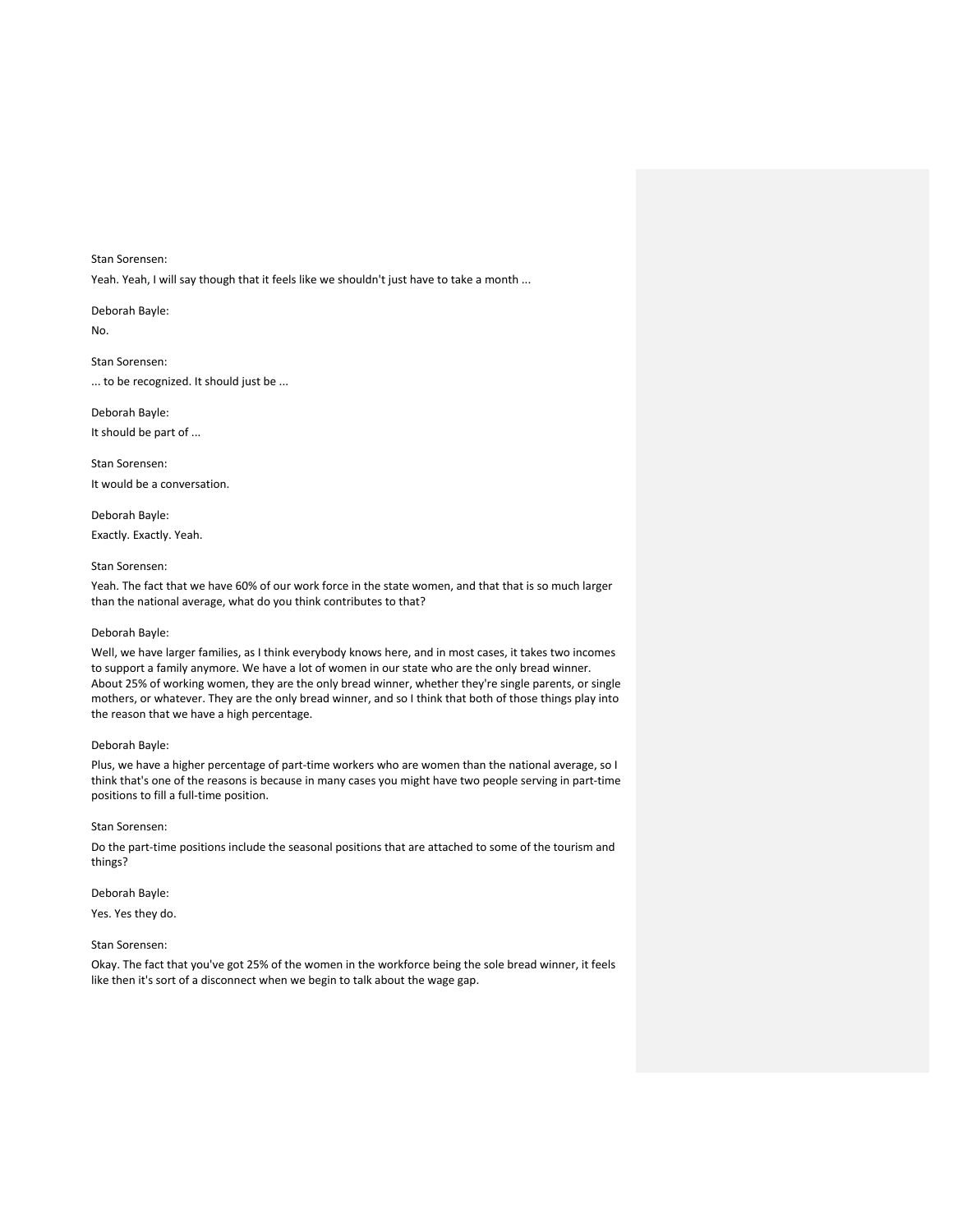Stan Sorensen:

Yeah. Yeah, I will say though that it feels like we shouldn't just have to take a month ...

Deborah Bayle:

No.

Stan Sorensen:

... to be recognized. It should just be ...

Deborah Bayle:

It should be part of ...

Stan Sorensen:

It would be a conversation.

Deborah Bayle:

Exactly. Exactly. Yeah.

Stan Sorensen:

Yeah. The fact that we have 60% of our work force in the state women, and that that is so much larger than the national average, what do you think contributes to that?

Deborah Bayle:

Well, we have larger families, as I think everybody knows here, and in most cases, it takes two incomes to support a family anymore. We have a lot of women in our state who are the only bread winner. About 25% of working women, they are the only bread winner, whether they're single parents, or single mothers, or whatever. They are the only bread winner, and so I think that both of those things play into the reason that we have a high percentage.

Deborah Bayle:

Plus, we have a higher percentage of part-time workers who are women than the national average, so I think that's one of the reasons is because in many cases you might have two people serving in part-time positions to fill a full-time position.

Stan Sorensen:

Do the part-time positions include the seasonal positions that are attached to some of the tourism and things?

Deborah Bayle:

Yes. Yes they do.

Stan Sorensen:

Okay. The fact that you've got 25% of the women in the workforce being the sole bread winner, it feels like then it's sort of a disconnect when we begin to talk about the wage gap.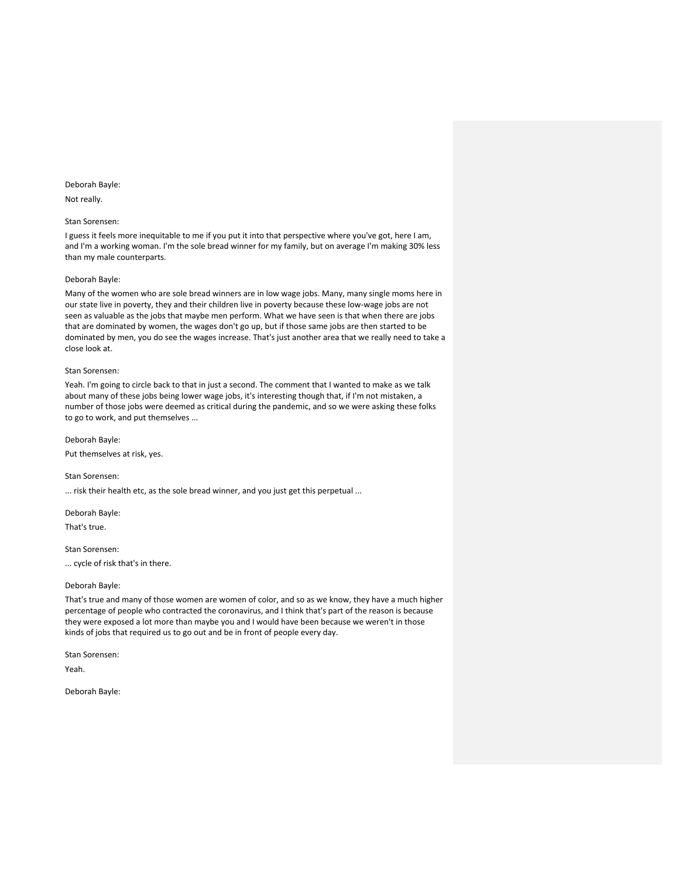Deborah Bayle:

Not really.

Stan Sorensen:

I guess it feels more inequitable to me if you put it into that perspective where you've got, here I am, and I'm a working woman. I'm the sole bread winner for my family, but on average I'm making 30% less than my male counterparts.

Deborah Bayle:

Many of the women who are sole bread winners are in low wage jobs. Many, many single moms here in our state live in poverty, they and their children live in poverty because these low-wage jobs are not seen as valuable as the jobs that maybe men perform. What we have seen is that when there are jobs that are dominated by women, the wages don't go up, but if those same jobs are then started to be dominated by men, you do see the wages increase. That's just another area that we really need to take a close look at.

Stan Sorensen:

Yeah. I'm going to circle back to that in just a second. The comment that I wanted to make as we talk about many of these jobs being lower wage jobs, it's interesting though that, if I'm not mistaken, a number of those jobs were deemed as critical during the pandemic, and so we were asking these folks to go to work, and put themselves ...

Deborah Bayle:

Put themselves at risk, yes.

Stan Sorensen:

... risk their health etc, as the sole bread winner, and you just get this perpetual ...

Deborah Bayle:

That's true.

Stan Sorensen:

... cycle of risk that's in there.

Deborah Bayle:

That's true and many of those women are women of color, and so as we know, they have a much higher percentage of people who contracted the coronavirus, and I think that's part of the reason is because they were exposed a lot more than maybe you and I would have been because we weren't in those kinds of jobs that required us to go out and be in front of people every day.

Stan Sorensen:

Yeah.

Deborah Bayle: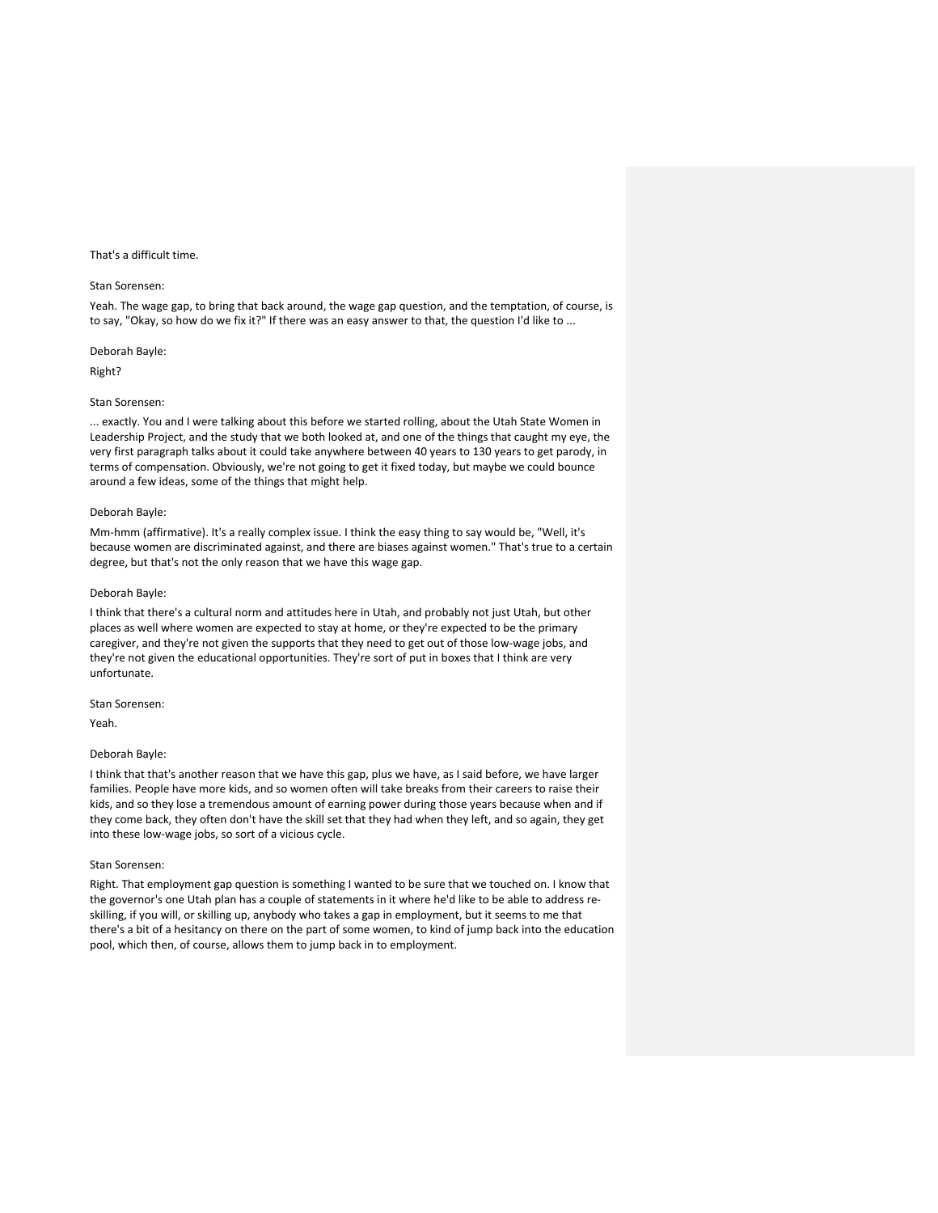That's a difficult time.

Stan Sorensen:

Yeah. The wage gap, to bring that back around, the wage gap question, and the temptation, of course, is to say, "Okay, so how do we fix it?" If there was an easy answer to that, the question I'd like to ...

Deborah Bayle:

Right?

Stan Sorensen:

... exactly. You and I were talking about this before we started rolling, about the Utah State Women in Leadership Project, and the study that we both looked at, and one of the things that caught my eye, the very first paragraph talks about it could take anywhere between 40 years to 130 years to get parody, in terms of compensation. Obviously, we're not going to get it fixed today, but maybe we could bounce around a few ideas, some of the things that might help.

Deborah Bayle:

Mm-hmm (affirmative). It's a really complex issue. I think the easy thing to say would be, "Well, it's because women are discriminated against, and there are biases against women." That's true to a certain degree, but that's not the only reason that we have this wage gap.

Deborah Bayle:

I think that there's a cultural norm and attitudes here in Utah, and probably not just Utah, but other places as well where women are expected to stay at home, or they're expected to be the primary caregiver, and they're not given the supports that they need to get out of those low-wage jobs, and they're not given the educational opportunities. They're sort of put in boxes that I think are very unfortunate.

Stan Sorensen:

Yeah.

Deborah Bayle:

I think that that's another reason that we have this gap, plus we have, as I said before, we have larger families. People have more kids, and so women often will take breaks from their careers to raise their kids, and so they lose a tremendous amount of earning power during those years because when and if they come back, they often don't have the skill set that they had when they left, and so again, they get into these low-wage jobs, so sort of a vicious cycle.

Stan Sorensen:

Right. That employment gap question is something I wanted to be sure that we touched on. I know that the governor's one Utah plan has a couple of statements in it where he'd like to be able to address re-skilling, if you will, or skilling up, anybody who takes a gap in employment, but it seems to me that there's a bit of a hesitancy on there on the part of some women, to kind of jump back into the education pool, which then, of course, allows them to jump back in to employment.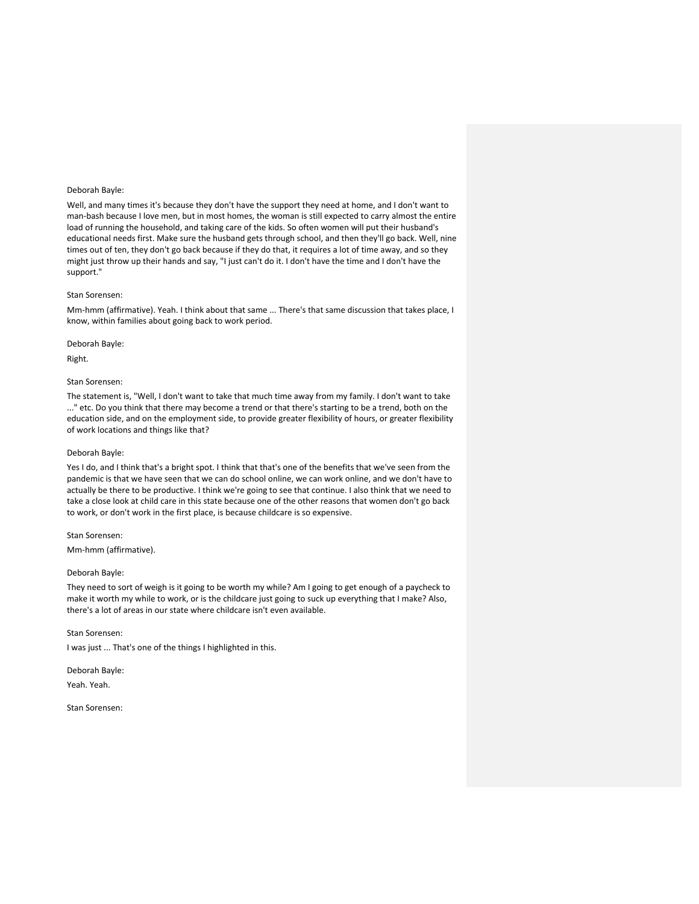Deborah Bayle:

Well, and many times it's because they don't have the support they need at home, and I don't want to man-bash because I love men, but in most homes, the woman is still expected to carry almost the entire load of running the household, and taking care of the kids. So often women will put their husband's educational needs first. Make sure the husband gets through school, and then they'll go back. Well, nine times out of ten, they don't go back because if they do that, it requires a lot of time away, and so they might just throw up their hands and say, "I just can't do it. I don't have the time and I don't have the support."

Stan Sorensen:

Mm-hmm (affirmative). Yeah. I think about that same ... There's that same discussion that takes place, I know, within families about going back to work period.

Deborah Bayle:

Right.

Stan Sorensen:

The statement is, "Well, I don't want to take that much time away from my family. I don't want to take ..." etc. Do you think that there may become a trend or that there's starting to be a trend, both on the education side, and on the employment side, to provide greater flexibility of hours, or greater flexibility of work locations and things like that?

Deborah Bayle:

Yes I do, and I think that's a bright spot. I think that that's one of the benefits that we've seen from the pandemic is that we have seen that we can do school online, we can work online, and we don't have to actually be there to be productive. I think we're going to see that continue. I also think that we need to take a close look at child care in this state because one of the other reasons that women don't go back to work, or don't work in the first place, is because childcare is so expensive.

Stan Sorensen:

Mm-hmm (affirmative).

Deborah Bayle:

They need to sort of weigh is it going to be worth my while? Am I going to get enough of a paycheck to make it worth my while to work, or is the childcare just going to suck up everything that I make? Also, there's a lot of areas in our state where childcare isn't even available.

Stan Sorensen:

I was just ... That's one of the things I highlighted in this.

Deborah Bayle:

Yeah. Yeah.

Stan Sorensen: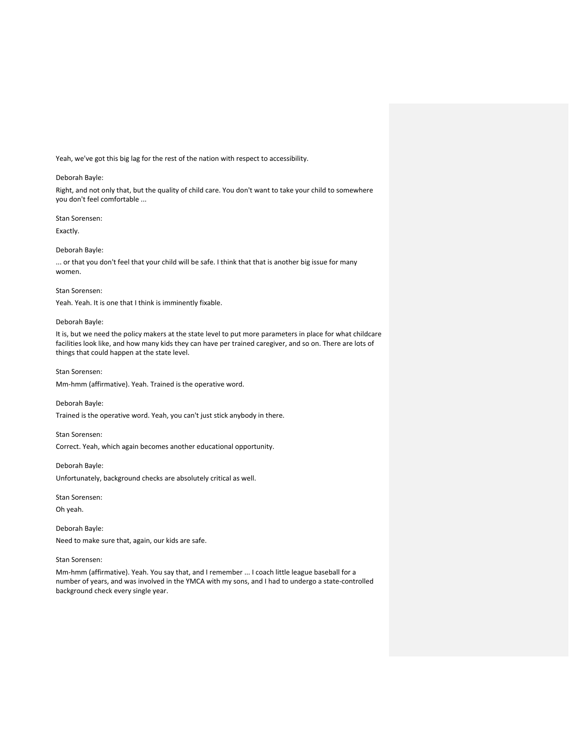Yeah, we've got this big lag for the rest of the nation with respect to accessibility.

Deborah Bayle:

Right, and not only that, but the quality of child care. You don't want to take your child to somewhere you don't feel comfortable ...

Stan Sorensen:

Exactly.

Deborah Bayle:

... or that you don't feel that your child will be safe. I think that that is another big issue for many women.

Stan Sorensen:

Yeah. Yeah. It is one that I think is imminently fixable.

Deborah Bayle:

It is, but we need the policy makers at the state level to put more parameters in place for what childcare facilities look like, and how many kids they can have per trained caregiver, and so on. There are lots of things that could happen at the state level.

Stan Sorensen:

Mm-hmm (affirmative). Yeah. Trained is the operative word.

Deborah Bayle:

Trained is the operative word. Yeah, you can't just stick anybody in there.

Stan Sorensen:

Correct. Yeah, which again becomes another educational opportunity.

Deborah Bayle:

Unfortunately, background checks are absolutely critical as well.

Stan Sorensen:

Oh yeah.

Deborah Bayle:

Need to make sure that, again, our kids are safe.

Stan Sorensen:

Mm-hmm (affirmative). Yeah. You say that, and I remember ... I coach little league baseball for a number of years, and was involved in the YMCA with my sons, and I had to undergo a state-controlled background check every single year.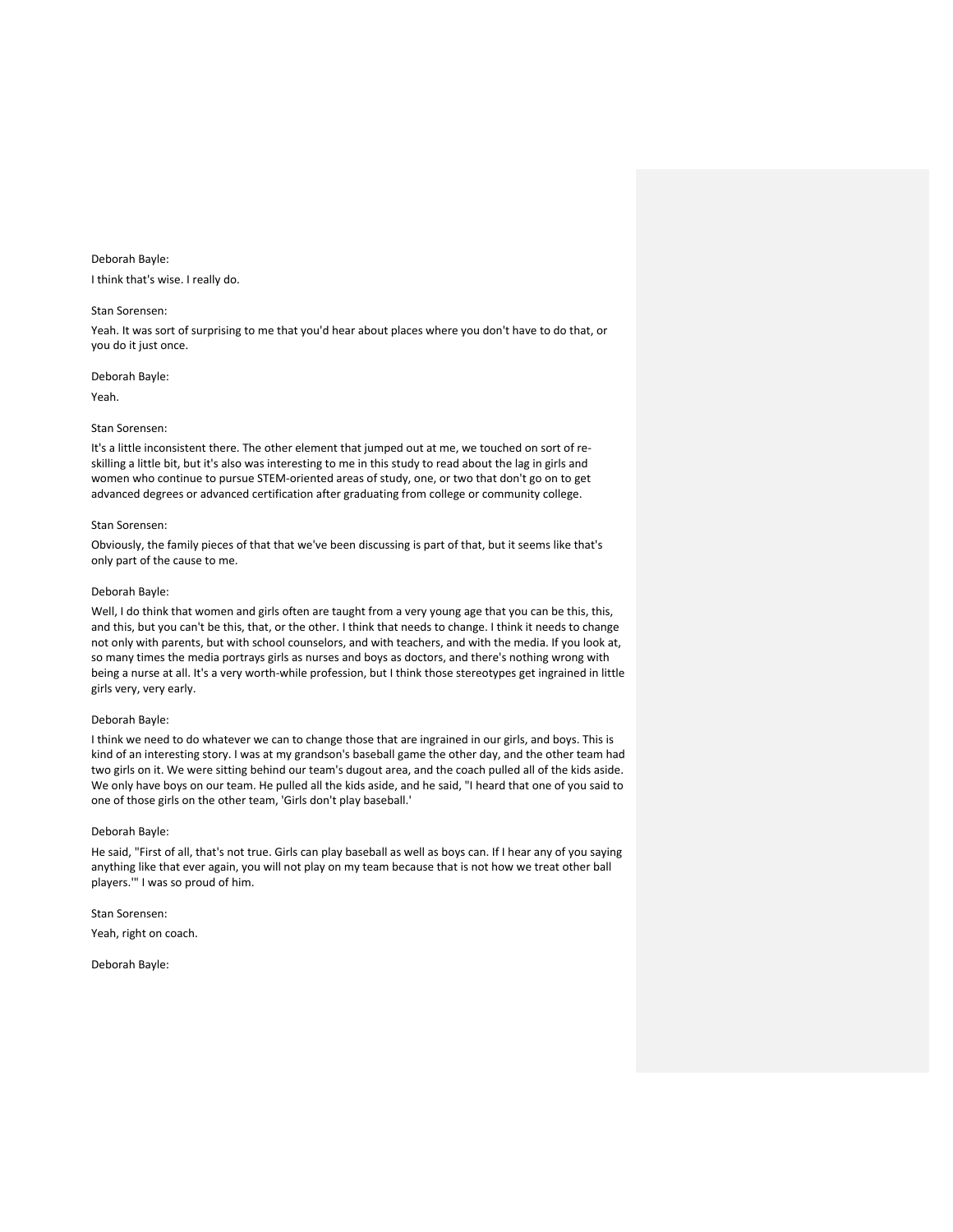Deborah Bayle:

I think that's wise. I really do.

Stan Sorensen:

Yeah. It was sort of surprising to me that you'd hear about places where you don't have to do that, or you do it just once.

Deborah Bayle:

Yeah.

Stan Sorensen:

It's a little inconsistent there. The other element that jumped out at me, we touched on sort of re-skilling a little bit, but it's also was interesting to me in this study to read about the lag in girls and women who continue to pursue STEM-oriented areas of study, one, or two that don't go on to get advanced degrees or advanced certification after graduating from college or community college.

Stan Sorensen:

Obviously, the family pieces of that that we've been discussing is part of that, but it seems like that's only part of the cause to me.

Deborah Bayle:

Well, I do think that women and girls often are taught from a very young age that you can be this, this, and this, but you can't be this, that, or the other. I think that needs to change. I think it needs to change not only with parents, but with school counselors, and with teachers, and with the media. If you look at, so many times the media portrays girls as nurses and boys as doctors, and there's nothing wrong with being a nurse at all. It's a very worth-while profession, but I think those stereotypes get ingrained in little girls very, very early.

Deborah Bayle:

I think we need to do whatever we can to change those that are ingrained in our girls, and boys. This is kind of an interesting story. I was at my grandson's baseball game the other day, and the other team had two girls on it. We were sitting behind our team's dugout area, and the coach pulled all of the kids aside. We only have boys on our team. He pulled all the kids aside, and he said, "I heard that one of you said to one of those girls on the other team, 'Girls don't play baseball.'

Deborah Bayle:

He said, "First of all, that's not true. Girls can play baseball as well as boys can. If I hear any of you saying anything like that ever again, you will not play on my team because that is not how we treat other ball players.'" I was so proud of him.

Stan Sorensen:

Yeah, right on coach.

Deborah Bayle: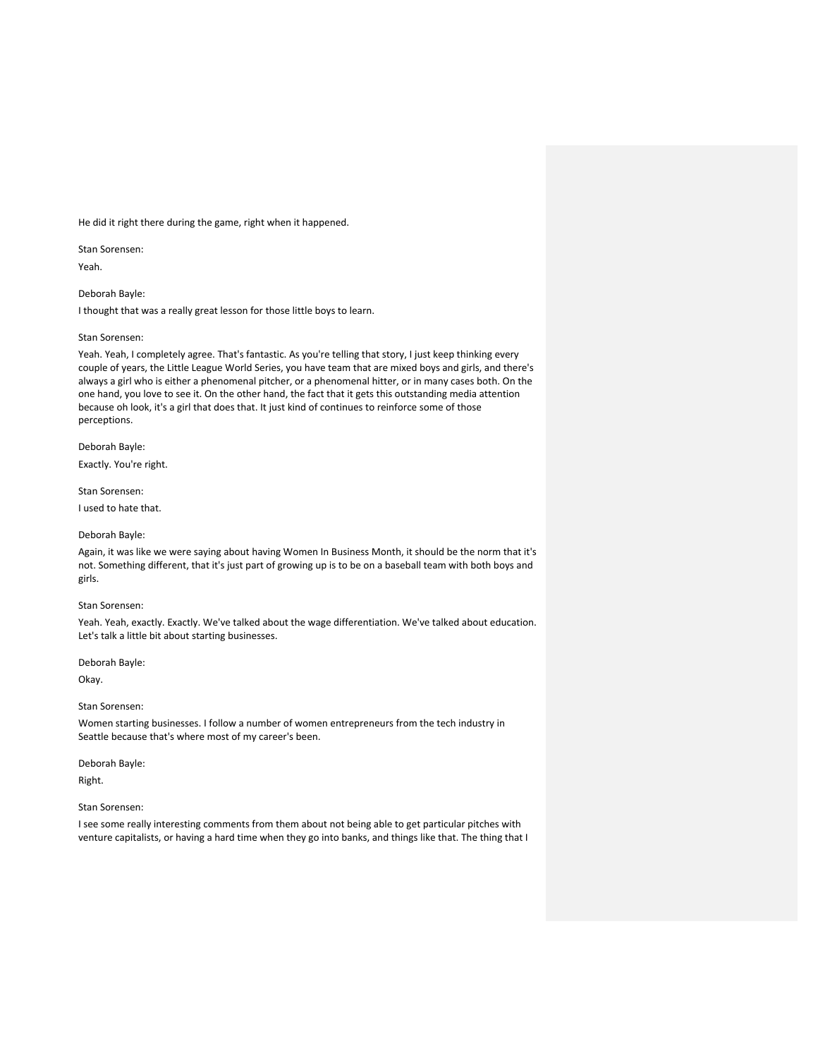He did it right there during the game, right when it happened.

Stan Sorensen:

Yeah.

Deborah Bayle:

I thought that was a really great lesson for those little boys to learn.

Stan Sorensen:

Yeah. Yeah, I completely agree. That's fantastic. As you're telling that story, I just keep thinking every couple of years, the Little League World Series, you have team that are mixed boys and girls, and there's always a girl who is either a phenomenal pitcher, or a phenomenal hitter, or in many cases both. On the one hand, you love to see it. On the other hand, the fact that it gets this outstanding media attention because oh look, it's a girl that does that. It just kind of continues to reinforce some of those perceptions.

Deborah Bayle:

Exactly. You're right.

Stan Sorensen:

I used to hate that.

Deborah Bayle:

Again, it was like we were saying about having Women In Business Month, it should be the norm that it's not. Something different, that it's just part of growing up is to be on a baseball team with both boys and girls.

Stan Sorensen:

Yeah. Yeah, exactly. Exactly. We've talked about the wage differentiation. We've talked about education. Let's talk a little bit about starting businesses.

Deborah Bayle:

Okay.

Stan Sorensen:

Women starting businesses. I follow a number of women entrepreneurs from the tech industry in Seattle because that's where most of my career's been.

Deborah Bayle:

Right.

Stan Sorensen:

I see some really interesting comments from them about not being able to get particular pitches with venture capitalists, or having a hard time when they go into banks, and things like that. The thing that I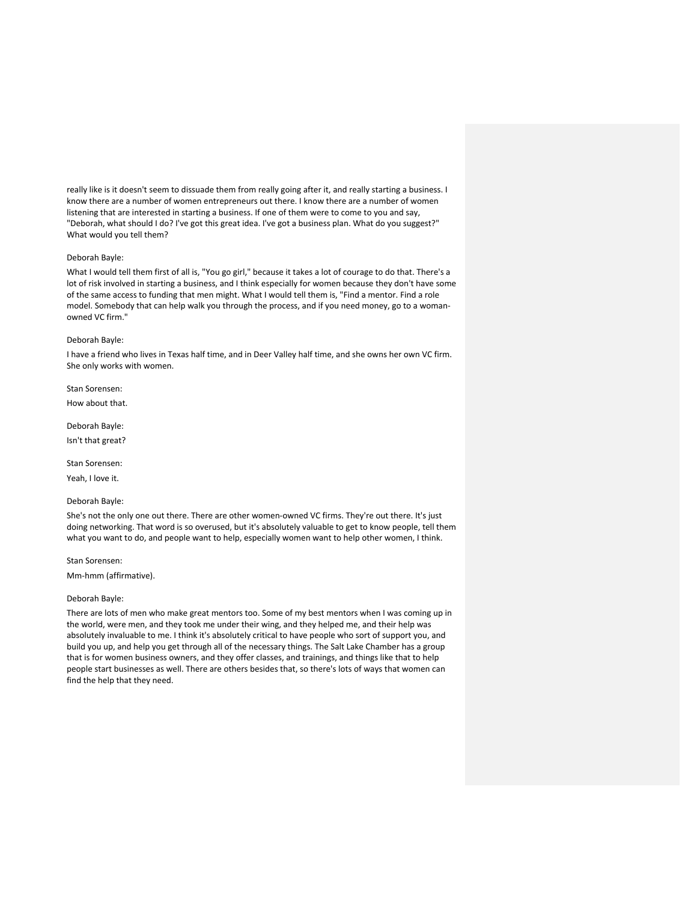really like is it doesn't seem to dissuade them from really going after it, and really starting a business. I know there are a number of women entrepreneurs out there. I know there are a number of women listening that are interested in starting a business. If one of them were to come to you and say, "Deborah, what should I do? I've got this great idea. I've got a business plan. What do you suggest?" What would you tell them?

Deborah Bayle:

What I would tell them first of all is, "You go girl," because it takes a lot of courage to do that. There's a lot of risk involved in starting a business, and I think especially for women because they don't have some of the same access to funding that men might. What I would tell them is, "Find a mentor. Find a role model. Somebody that can help walk you through the process, and if you need money, go to a woman-owned VC firm."

Deborah Bayle:

I have a friend who lives in Texas half time, and in Deer Valley half time, and she owns her own VC firm. She only works with women.

Stan Sorensen:

How about that.

Deborah Bayle:

Isn't that great?

Stan Sorensen:

Yeah, I love it.

Deborah Bayle:

She's not the only one out there. There are other women-owned VC firms. They're out there. It's just doing networking. That word is so overused, but it's absolutely valuable to get to know people, tell them what you want to do, and people want to help, especially women want to help other women, I think.

Stan Sorensen:

Mm-hmm (affirmative).

Deborah Bayle:

There are lots of men who make great mentors too. Some of my best mentors when I was coming up in the world, were men, and they took me under their wing, and they helped me, and their help was absolutely invaluable to me. I think it's absolutely critical to have people who sort of support you, and build you up, and help you get through all of the necessary things. The Salt Lake Chamber has a group that is for women business owners, and they offer classes, and trainings, and things like that to help people start businesses as well. There are others besides that, so there's lots of ways that women can find the help that they need.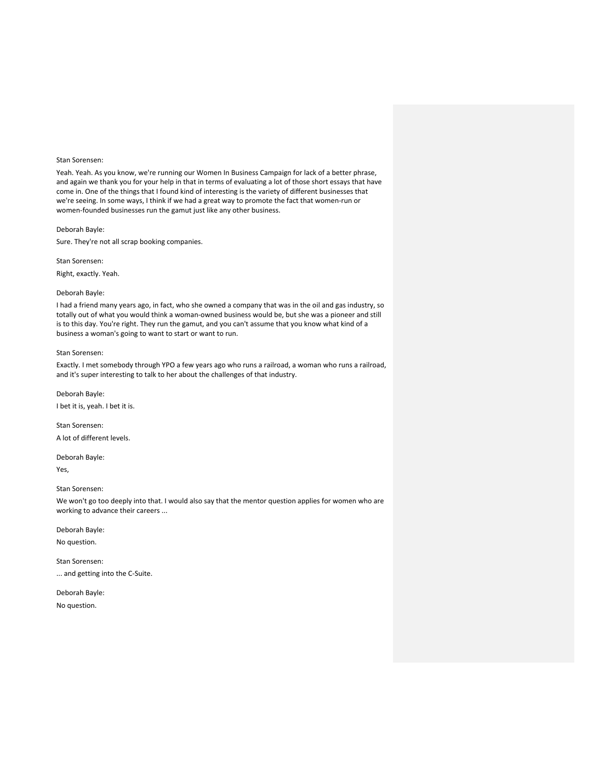Stan Sorensen:

Yeah. Yeah. As you know, we're running our Women In Business Campaign for lack of a better phrase, and again we thank you for your help in that in terms of evaluating a lot of those short essays that have come in. One of the things that I found kind of interesting is the variety of different businesses that we're seeing. In some ways, I think if we had a great way to promote the fact that women-run or women-founded businesses run the gamut just like any other business.

Deborah Bayle:

Sure. They're not all scrap booking companies.

Stan Sorensen:

Right, exactly. Yeah.

Deborah Bayle:

I had a friend many years ago, in fact, who she owned a company that was in the oil and gas industry, so totally out of what you would think a woman-owned business would be, but she was a pioneer and still is to this day. You're right. They run the gamut, and you can't assume that you know what kind of a business a woman's going to want to start or want to run.

Stan Sorensen:

Exactly. I met somebody through YPO a few years ago who runs a railroad, a woman who runs a railroad, and it's super interesting to talk to her about the challenges of that industry.

Deborah Bayle:

I bet it is, yeah. I bet it is.

Stan Sorensen:

A lot of different levels.

Deborah Bayle:

Yes,

Stan Sorensen:

We won't go too deeply into that. I would also say that the mentor question applies for women who are working to advance their careers ...

Deborah Bayle:

No question.

Stan Sorensen:

... and getting into the C-Suite.

Deborah Bayle:

No question.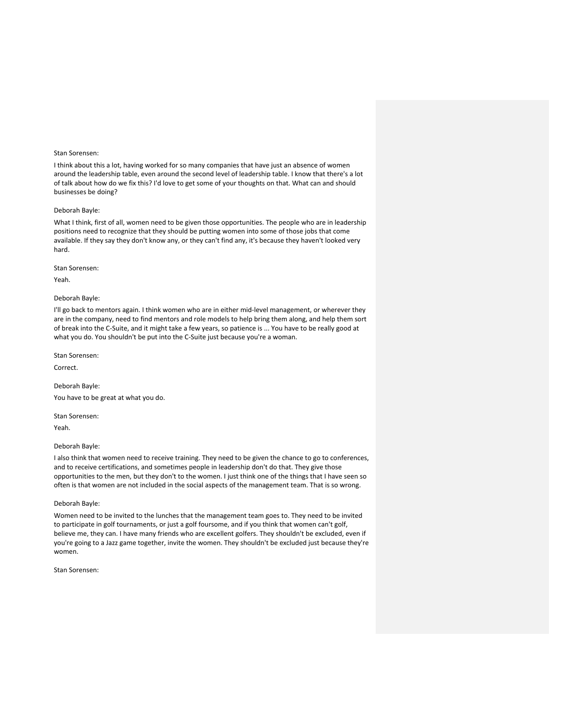Stan Sorensen:

I think about this a lot, having worked for so many companies that have just an absence of women around the leadership table, even around the second level of leadership table. I know that there's a lot of talk about how do we fix this? I'd love to get some of your thoughts on that. What can and should businesses be doing?

Deborah Bayle:

What I think, first of all, women need to be given those opportunities. The people who are in leadership positions need to recognize that they should be putting women into some of those jobs that come available. If they say they don't know any, or they can't find any, it's because they haven't looked very hard.

Stan Sorensen:

Yeah.

Deborah Bayle:

I'll go back to mentors again. I think women who are in either mid-level management, or wherever they are in the company, need to find mentors and role models to help bring them along, and help them sort of break into the C-Suite, and it might take a few years, so patience is ... You have to be really good at what you do. You shouldn't be put into the C-Suite just because you're a woman.

Stan Sorensen:

Correct.

Deborah Bayle:

You have to be great at what you do.

Stan Sorensen:

Yeah.

Deborah Bayle:

I also think that women need to receive training. They need to be given the chance to go to conferences, and to receive certifications, and sometimes people in leadership don't do that. They give those opportunities to the men, but they don't to the women. I just think one of the things that I have seen so often is that women are not included in the social aspects of the management team. That is so wrong.

Deborah Bayle:

Women need to be invited to the lunches that the management team goes to. They need to be invited to participate in golf tournaments, or just a golf foursome, and if you think that women can't golf, believe me, they can. I have many friends who are excellent golfers. They shouldn't be excluded, even if you're going to a Jazz game together, invite the women. They shouldn't be excluded just because they're women.

Stan Sorensen: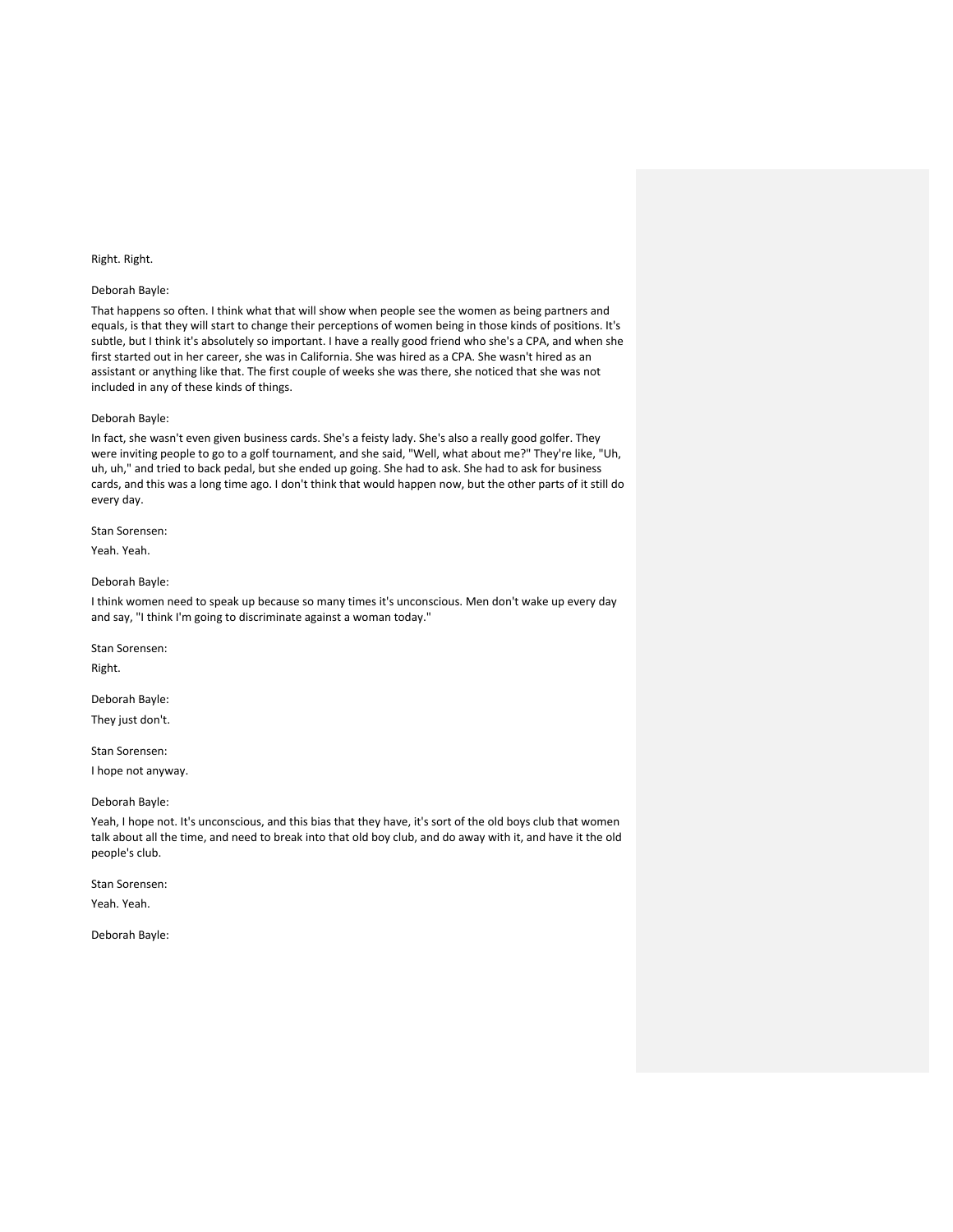Right. Right.

Deborah Bayle:

That happens so often. I think what that will show when people see the women as being partners and equals, is that they will start to change their perceptions of women being in those kinds of positions. It's subtle, but I think it's absolutely so important. I have a really good friend who she's a CPA, and when she first started out in her career, she was in California. She was hired as a CPA. She wasn't hired as an assistant or anything like that. The first couple of weeks she was there, she noticed that she was not included in any of these kinds of things.

Deborah Bayle:

In fact, she wasn't even given business cards. She's a feisty lady. She's also a really good golfer. They were inviting people to go to a golf tournament, and she said, "Well, what about me?" They're like, "Uh, uh, uh," and tried to back pedal, but she ended up going. She had to ask. She had to ask for business cards, and this was a long time ago. I don't think that would happen now, but the other parts of it still do every day.

Stan Sorensen:

Yeah. Yeah.

Deborah Bayle:

I think women need to speak up because so many times it's unconscious. Men don't wake up every day and say, "I think I'm going to discriminate against a woman today."

Stan Sorensen:

Right.

Deborah Bayle:

They just don't.

Stan Sorensen:

I hope not anyway.

Deborah Bayle:

Yeah, I hope not. It's unconscious, and this bias that they have, it's sort of the old boys club that women talk about all the time, and need to break into that old boy club, and do away with it, and have it the old people's club.

Stan Sorensen:

Yeah. Yeah.

Deborah Bayle: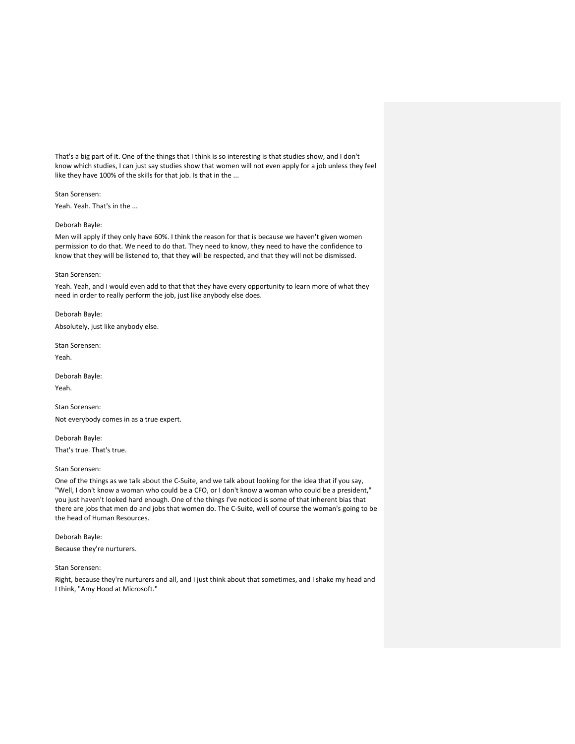That's a big part of it. One of the things that I think is so interesting is that studies show, and I don't know which studies, I can just say studies show that women will not even apply for a job unless they feel like they have 100% of the skills for that job. Is that in the ...

Stan Sorensen:

Yeah. Yeah. That's in the ...

Deborah Bayle:

Men will apply if they only have 60%. I think the reason for that is because we haven't given women permission to do that. We need to do that. They need to know, they need to have the confidence to know that they will be listened to, that they will be respected, and that they will not be dismissed.

Stan Sorensen:

Yeah. Yeah, and I would even add to that that they have every opportunity to learn more of what they need in order to really perform the job, just like anybody else does.

Deborah Bayle:

Absolutely, just like anybody else.

Stan Sorensen:

Yeah.

Deborah Bayle:

Yeah.

Stan Sorensen:

Not everybody comes in as a true expert.

Deborah Bayle:

That's true. That's true.

Stan Sorensen:

One of the things as we talk about the C-Suite, and we talk about looking for the idea that if you say, "Well, I don't know a woman who could be a CFO, or I don't know a woman who could be a president," you just haven't looked hard enough. One of the things I've noticed is some of that inherent bias that there are jobs that men do and jobs that women do. The C-Suite, well of course the woman's going to be the head of Human Resources.

Deborah Bayle:

Because they're nurturers.

Stan Sorensen:

Right, because they're nurturers and all, and I just think about that sometimes, and I shake my head and I think, "Amy Hood at Microsoft."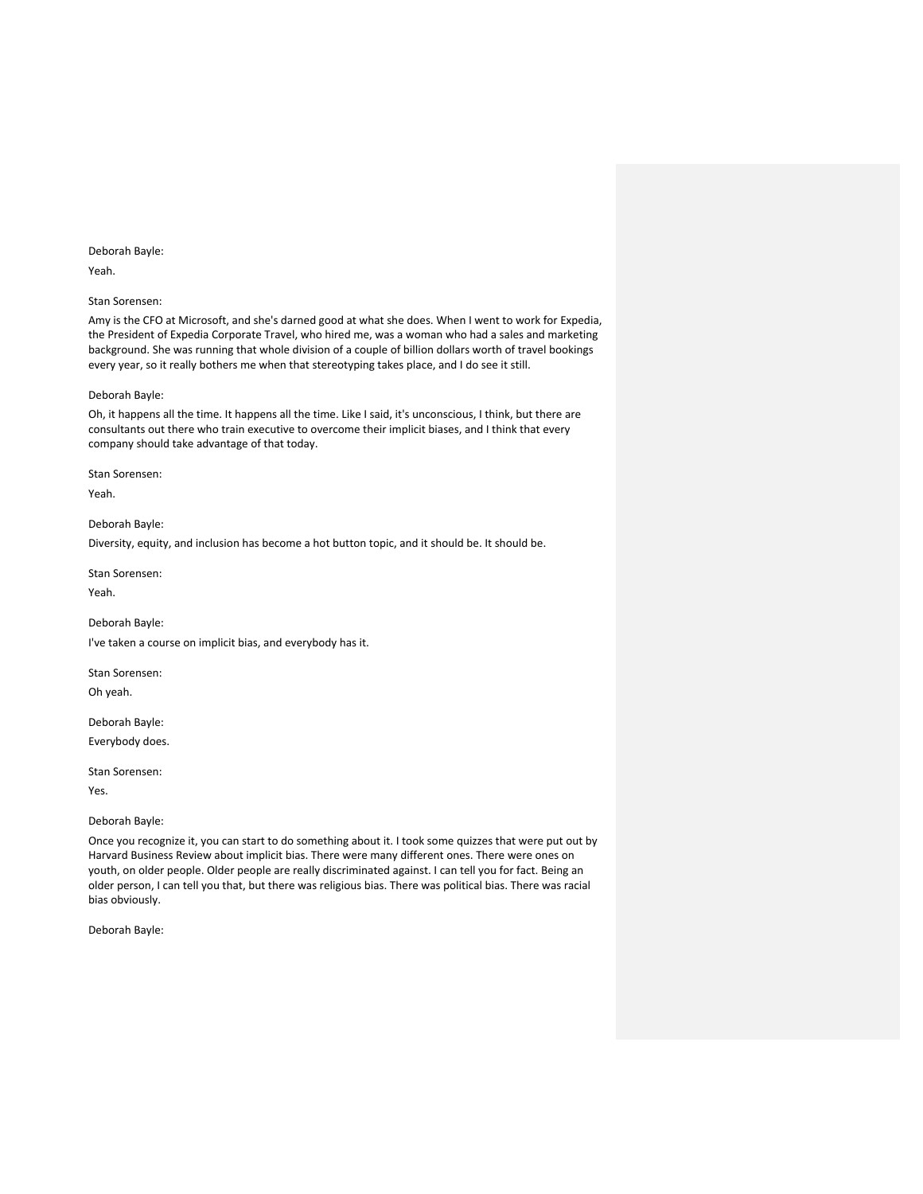Deborah Bayle:

Yeah.

Stan Sorensen:

Amy is the CFO at Microsoft, and she's darned good at what she does. When I went to work for Expedia, the President of Expedia Corporate Travel, who hired me, was a woman who had a sales and marketing background. She was running that whole division of a couple of billion dollars worth of travel bookings every year, so it really bothers me when that stereotyping takes place, and I do see it still.

Deborah Bayle:

Oh, it happens all the time. It happens all the time. Like I said, it's unconscious, I think, but there are consultants out there who train executive to overcome their implicit biases, and I think that every company should take advantage of that today.

Stan Sorensen:

Yeah.

Deborah Bayle:

Diversity, equity, and inclusion has become a hot button topic, and it should be. It should be.

Stan Sorensen:

Yeah.

Deborah Bayle:

I've taken a course on implicit bias, and everybody has it.

Stan Sorensen:

Oh yeah.

Deborah Bayle:

Everybody does.

Stan Sorensen:

Yes.

Deborah Bayle:

Once you recognize it, you can start to do something about it. I took some quizzes that were put out by Harvard Business Review about implicit bias. There were many different ones. There were ones on youth, on older people. Older people are really discriminated against. I can tell you for fact. Being an older person, I can tell you that, but there was religious bias. There was political bias. There was racial bias obviously.

Deborah Bayle: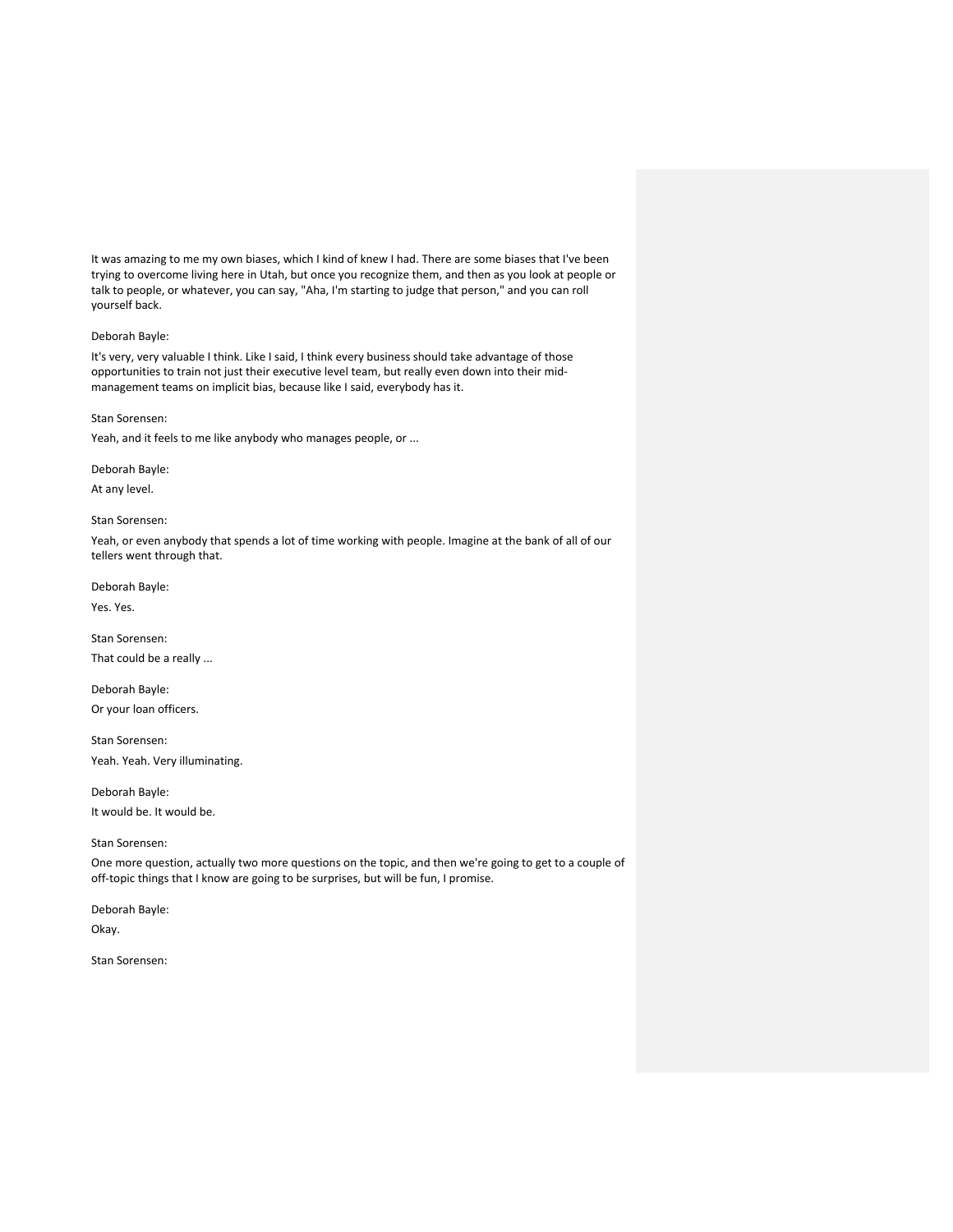It was amazing to me my own biases, which I kind of knew I had. There are some biases that I've been trying to overcome living here in Utah, but once you recognize them, and then as you look at people or talk to people, or whatever, you can say, "Aha, I'm starting to judge that person," and you can roll yourself back.

Deborah Bayle:

It's very, very valuable I think. Like I said, I think every business should take advantage of those opportunities to train not just their executive level team, but really even down into their mid-management teams on implicit bias, because like I said, everybody has it.

Stan Sorensen:

Yeah, and it feels to me like anybody who manages people, or ...

Deborah Bayle:

At any level.

Stan Sorensen:

Yeah, or even anybody that spends a lot of time working with people. Imagine at the bank of all of our tellers went through that.

Deborah Bayle:

Yes. Yes.

Stan Sorensen:

That could be a really ...

Deborah Bayle:

Or your loan officers.

Stan Sorensen:

Yeah. Yeah. Very illuminating.

Deborah Bayle:

It would be. It would be.

Stan Sorensen:

One more question, actually two more questions on the topic, and then we're going to get to a couple of off-topic things that I know are going to be surprises, but will be fun, I promise.

Deborah Bayle:

Okay.

Stan Sorensen: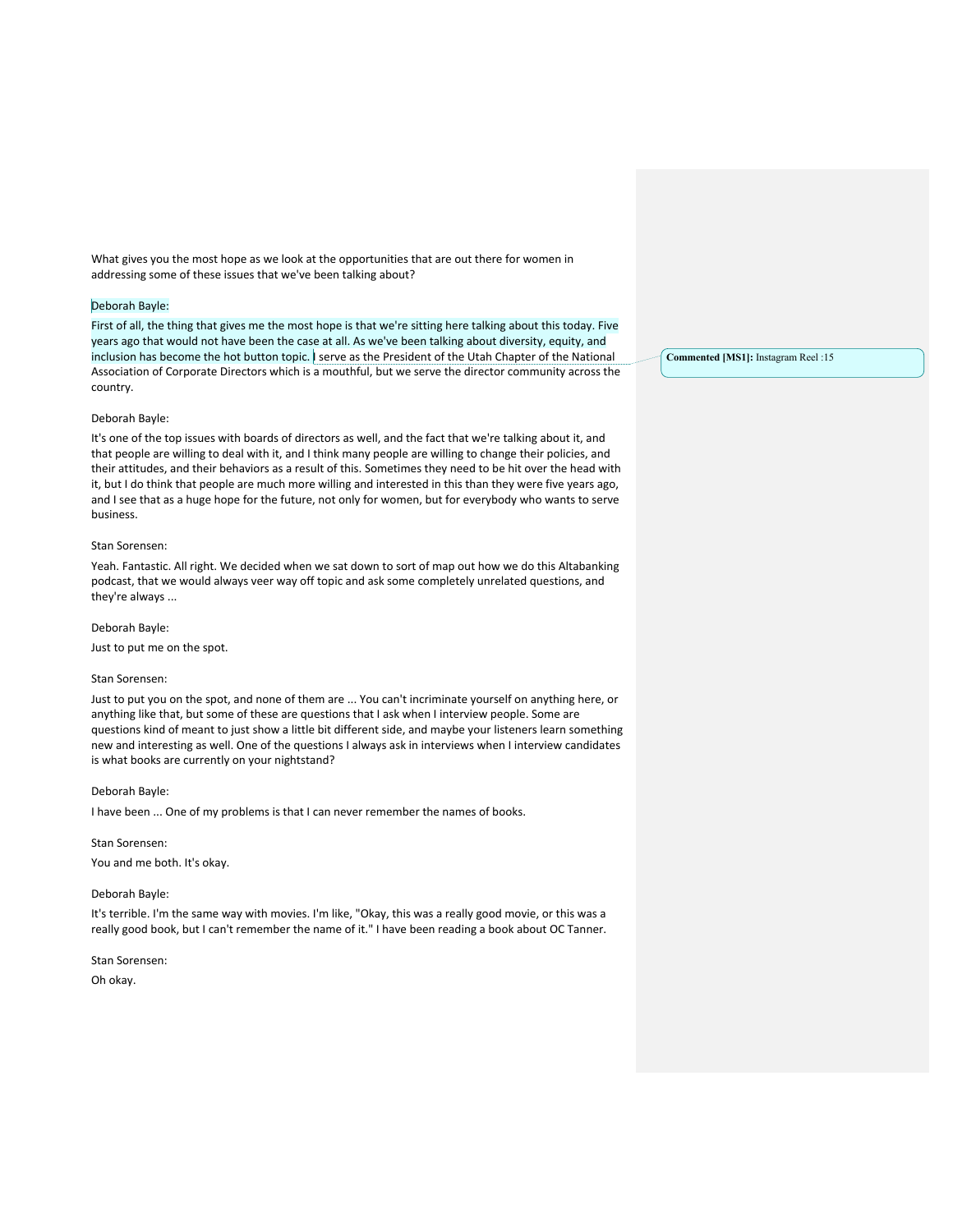What gives you the most hope as we look at the opportunities that are out there for women in addressing some of these issues that we've been talking about?

Deborah Bayle:

First of all, the thing that gives me the most hope is that we're sitting here talking about this today. Five years ago that would not have been the case at all. As we've been talking about diversity, equity, and inclusion has become the hot button topic. I serve as the President of the Utah Chapter of the National Association of Corporate Directors which is a mouthful, but we serve the director community across the country.

**Commented [MS1]:** Instagram Reel :15

Deborah Bayle:

It's one of the top issues with boards of directors as well, and the fact that we're talking about it, and that people are willing to deal with it, and I think many people are willing to change their policies, and their attitudes, and their behaviors as a result of this. Sometimes they need to be hit over the head with it, but I do think that people are much more willing and interested in this than they were five years ago, and I see that as a huge hope for the future, not only for women, but for everybody who wants to serve business.

Stan Sorensen:

Yeah. Fantastic. All right. We decided when we sat down to sort of map out how we do this Altabanking podcast, that we would always veer way off topic and ask some completely unrelated questions, and they're always ...

Deborah Bayle:

Just to put me on the spot.

Stan Sorensen:

Just to put you on the spot, and none of them are ... You can't incriminate yourself on anything here, or anything like that, but some of these are questions that I ask when I interview people. Some are questions kind of meant to just show a little bit different side, and maybe your listeners learn something new and interesting as well. One of the questions I always ask in interviews when I interview candidates is what books are currently on your nightstand?

Deborah Bayle:

I have been ... One of my problems is that I can never remember the names of books.

Stan Sorensen:

You and me both. It's okay.

Deborah Bayle:

It's terrible. I'm the same way with movies. I'm like, "Okay, this was a really good movie, or this was a really good book, but I can't remember the name of it." I have been reading a book about OC Tanner.

Stan Sorensen:

Oh okay.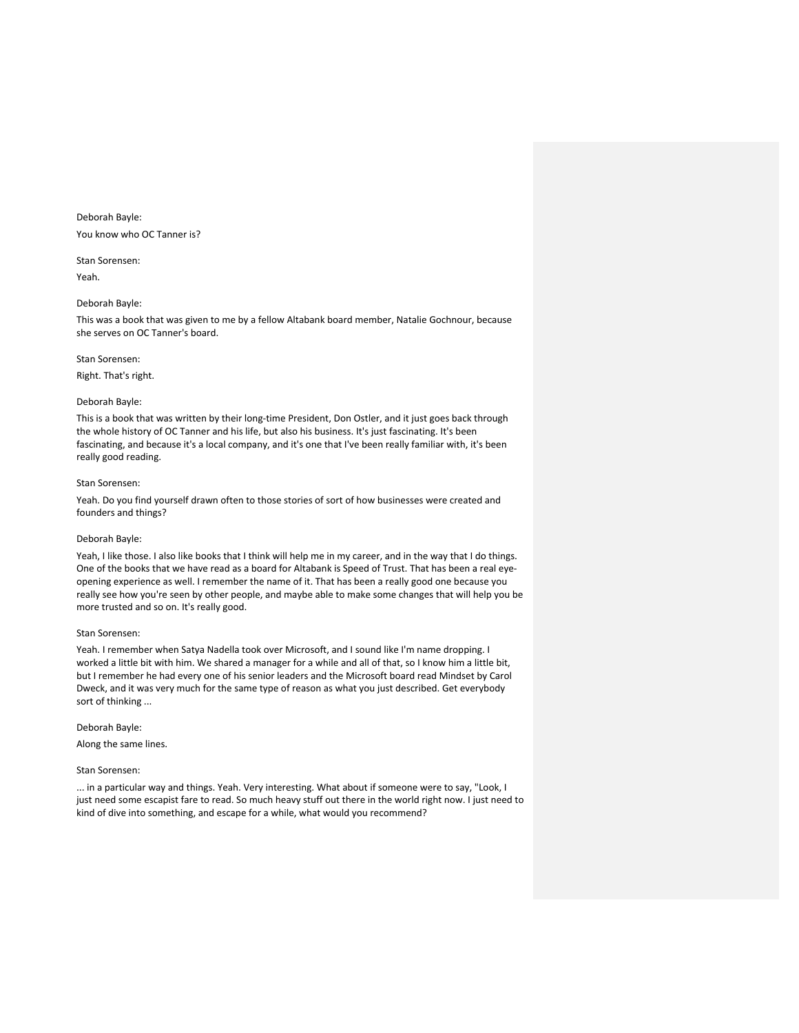Deborah Bayle:

You know who OC Tanner is?

Stan Sorensen:

Yeah.

Deborah Bayle:

This was a book that was given to me by a fellow Altabank board member, Natalie Gochnour, because she serves on OC Tanner's board.

Stan Sorensen:

Right. That's right.

Deborah Bayle:

This is a book that was written by their long-time President, Don Ostler, and it just goes back through the whole history of OC Tanner and his life, but also his business. It's just fascinating. It's been fascinating, and because it's a local company, and it's one that I've been really familiar with, it's been really good reading.

Stan Sorensen:

Yeah. Do you find yourself drawn often to those stories of sort of how businesses were created and founders and things?

Deborah Bayle:

Yeah, I like those. I also like books that I think will help me in my career, and in the way that I do things. One of the books that we have read as a board for Altabank is Speed of Trust. That has been a real eye-opening experience as well. I remember the name of it. That has been a really good one because you really see how you're seen by other people, and maybe able to make some changes that will help you be more trusted and so on. It's really good.

Stan Sorensen:

Yeah. I remember when Satya Nadella took over Microsoft, and I sound like I'm name dropping. I worked a little bit with him. We shared a manager for a while and all of that, so I know him a little bit, but I remember he had every one of his senior leaders and the Microsoft board read Mindset by Carol Dweck, and it was very much for the same type of reason as what you just described. Get everybody sort of thinking ...

Deborah Bayle:

Along the same lines.

Stan Sorensen:

... in a particular way and things. Yeah. Very interesting. What about if someone were to say, "Look, I just need some escapist fare to read. So much heavy stuff out there in the world right now. I just need to kind of dive into something, and escape for a while, what would you recommend?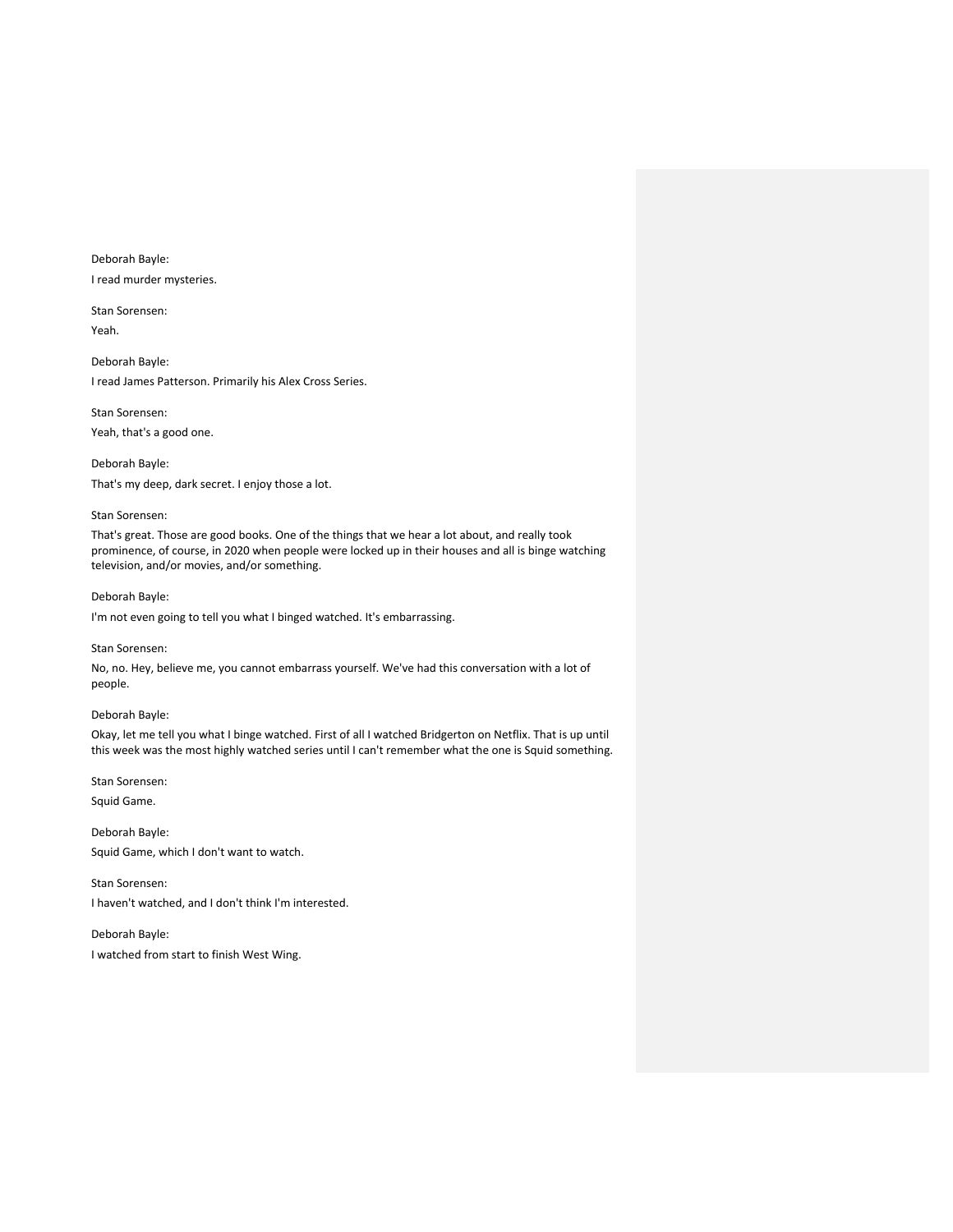Deborah Bayle:

I read murder mysteries.

Stan Sorensen:

Yeah.

Deborah Bayle:

I read James Patterson. Primarily his Alex Cross Series.

Stan Sorensen:

Yeah, that's a good one.

Deborah Bayle:

That's my deep, dark secret. I enjoy those a lot.

Stan Sorensen:

That's great. Those are good books. One of the things that we hear a lot about, and really took prominence, of course, in 2020 when people were locked up in their houses and all is binge watching television, and/or movies, and/or something.

Deborah Bayle:

I'm not even going to tell you what I binged watched. It's embarrassing.

Stan Sorensen:

No, no. Hey, believe me, you cannot embarrass yourself. We've had this conversation with a lot of people.

Deborah Bayle:

Okay, let me tell you what I binge watched. First of all I watched Bridgerton on Netflix. That is up until this week was the most highly watched series until I can't remember what the one is Squid something.

Stan Sorensen:

Squid Game.

Deborah Bayle:

Squid Game, which I don't want to watch.

Stan Sorensen:

I haven't watched, and I don't think I'm interested.

Deborah Bayle:

I watched from start to finish West Wing.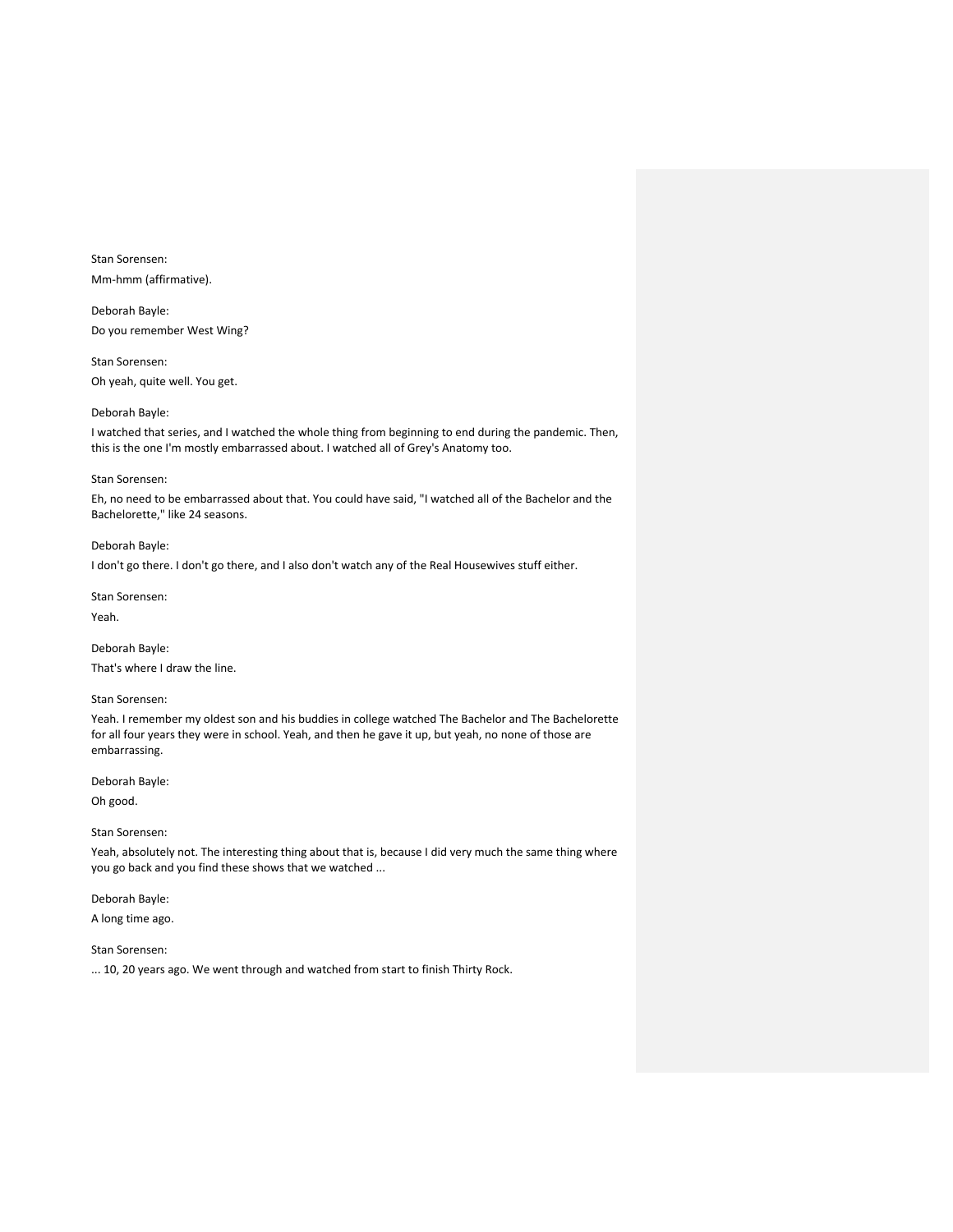Stan Sorensen:

Mm-hmm (affirmative).

Deborah Bayle:

Do you remember West Wing?

Stan Sorensen:

Oh yeah, quite well. You get.

Deborah Bayle:

I watched that series, and I watched the whole thing from beginning to end during the pandemic. Then, this is the one I'm mostly embarrassed about. I watched all of Grey's Anatomy too.

Stan Sorensen:

Eh, no need to be embarrassed about that. You could have said, "I watched all of the Bachelor and the Bachelorette," like 24 seasons.

Deborah Bayle:

I don't go there. I don't go there, and I also don't watch any of the Real Housewives stuff either.

Stan Sorensen:

Yeah.

Deborah Bayle:

That's where I draw the line.

Stan Sorensen:

Yeah. I remember my oldest son and his buddies in college watched The Bachelor and The Bachelorette for all four years they were in school. Yeah, and then he gave it up, but yeah, no none of those are embarrassing.

Deborah Bayle:

Oh good.

Stan Sorensen:

Yeah, absolutely not. The interesting thing about that is, because I did very much the same thing where you go back and you find these shows that we watched ...

Deborah Bayle:

A long time ago.

Stan Sorensen:

... 10, 20 years ago. We went through and watched from start to finish Thirty Rock.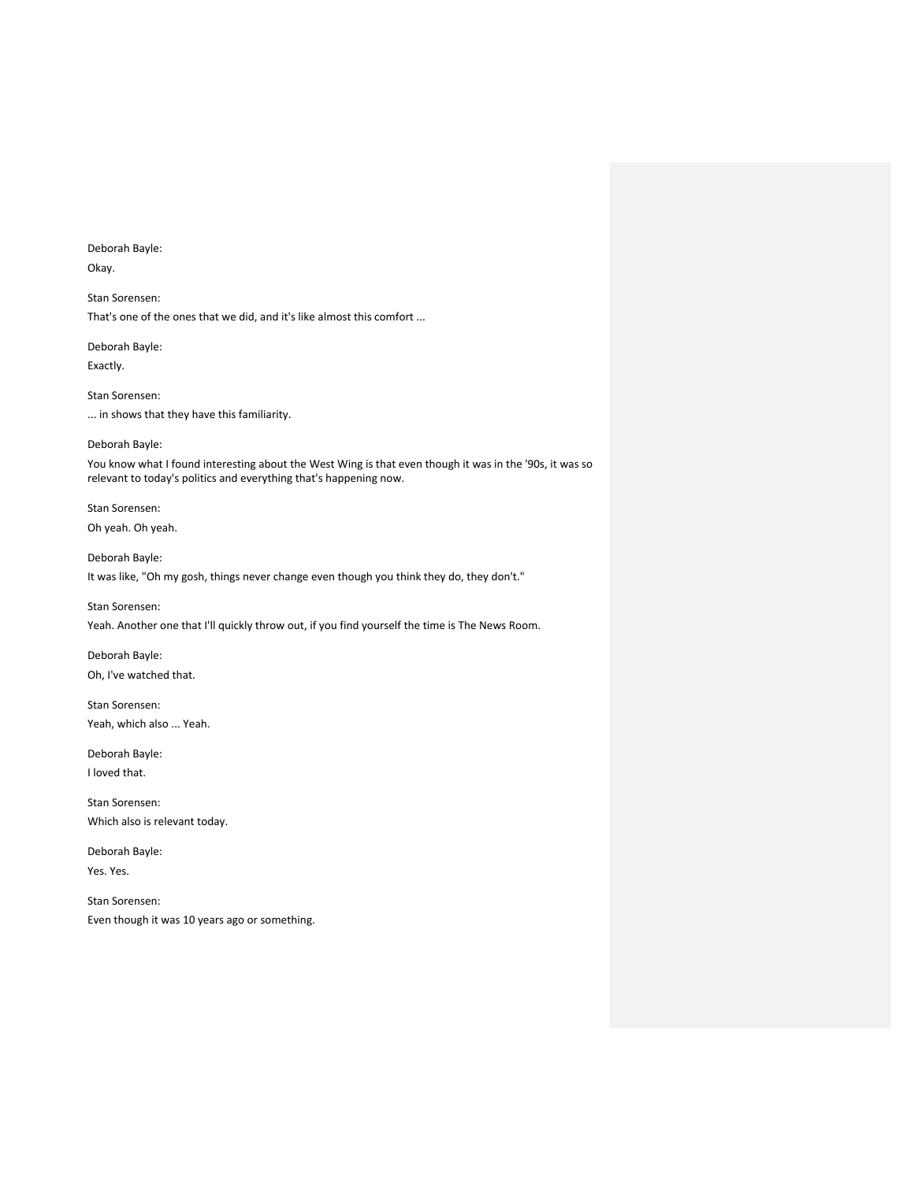Deborah Bayle:

Okay.

Stan Sorensen:

That's one of the ones that we did, and it's like almost this comfort ...

Deborah Bayle:

Exactly.

Stan Sorensen:

... in shows that they have this familiarity.

Deborah Bayle:

You know what I found interesting about the West Wing is that even though it was in the '90s, it was so relevant to today's politics and everything that's happening now.

Stan Sorensen:

Oh yeah. Oh yeah.

Deborah Bayle:

It was like, "Oh my gosh, things never change even though you think they do, they don't."

Stan Sorensen:

Yeah. Another one that I'll quickly throw out, if you find yourself the time is The News Room.

Deborah Bayle:

Oh, I've watched that.

Stan Sorensen:

Yeah, which also ... Yeah.

Deborah Bayle:

I loved that.

Stan Sorensen:

Which also is relevant today.

Deborah Bayle:

Yes. Yes.

Stan Sorensen:

Even though it was 10 years ago or something.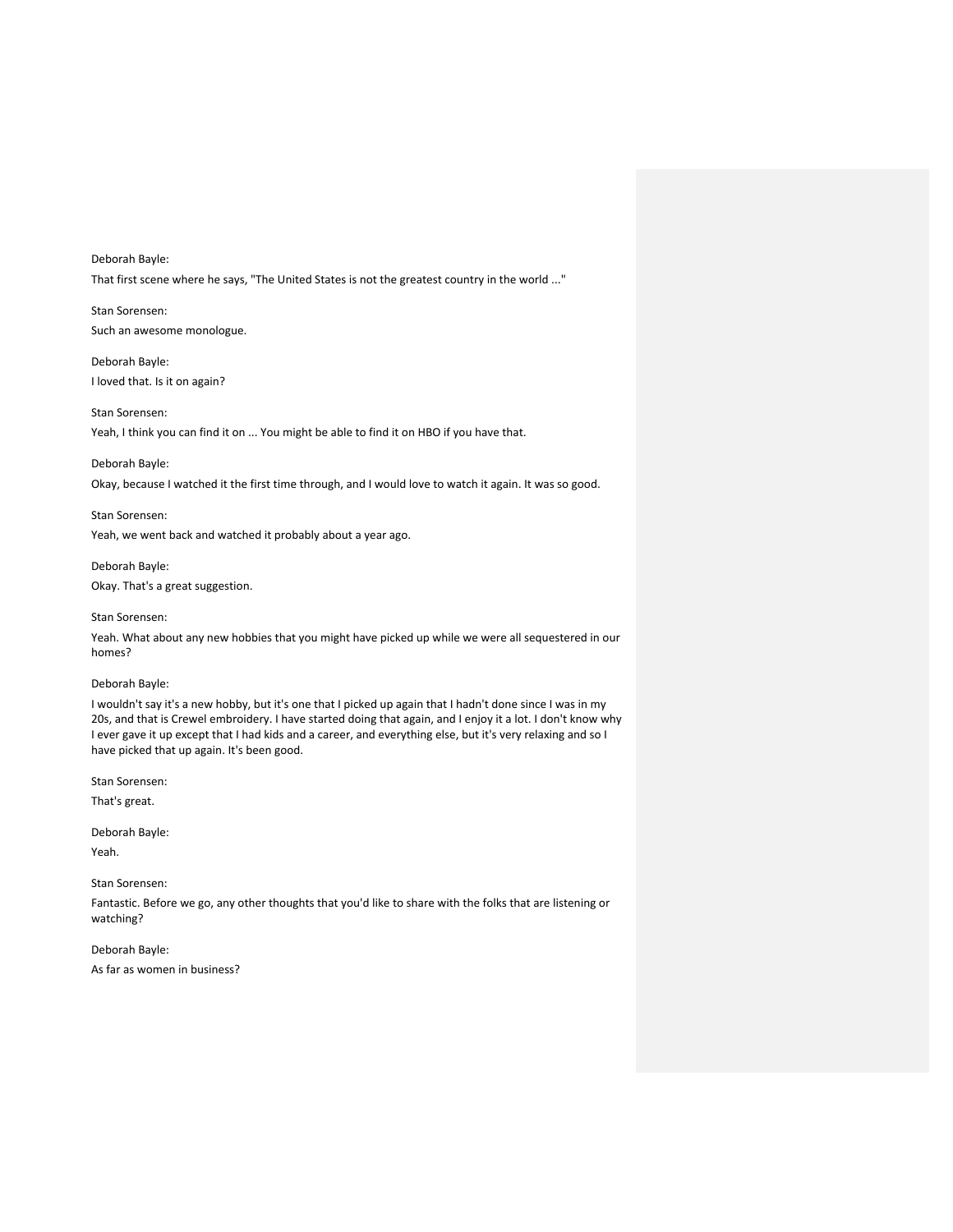Deborah Bayle:

That first scene where he says, "The United States is not the greatest country in the world ..."

Stan Sorensen:

Such an awesome monologue.

Deborah Bayle:

I loved that. Is it on again?

Stan Sorensen:

Yeah, I think you can find it on ... You might be able to find it on HBO if you have that.

Deborah Bayle:

Okay, because I watched it the first time through, and I would love to watch it again. It was so good.

Stan Sorensen:

Yeah, we went back and watched it probably about a year ago.

Deborah Bayle:

Okay. That's a great suggestion.

Stan Sorensen:

Yeah. What about any new hobbies that you might have picked up while we were all sequestered in our homes?

Deborah Bayle:

I wouldn't say it's a new hobby, but it's one that I picked up again that I hadn't done since I was in my 20s, and that is Crewel embroidery. I have started doing that again, and I enjoy it a lot. I don't know why I ever gave it up except that I had kids and a career, and everything else, but it's very relaxing and so I have picked that up again. It's been good.

Stan Sorensen:

That's great.

Deborah Bayle:

Yeah.

Stan Sorensen:

Fantastic. Before we go, any other thoughts that you'd like to share with the folks that are listening or watching?

Deborah Bayle:

As far as women in business?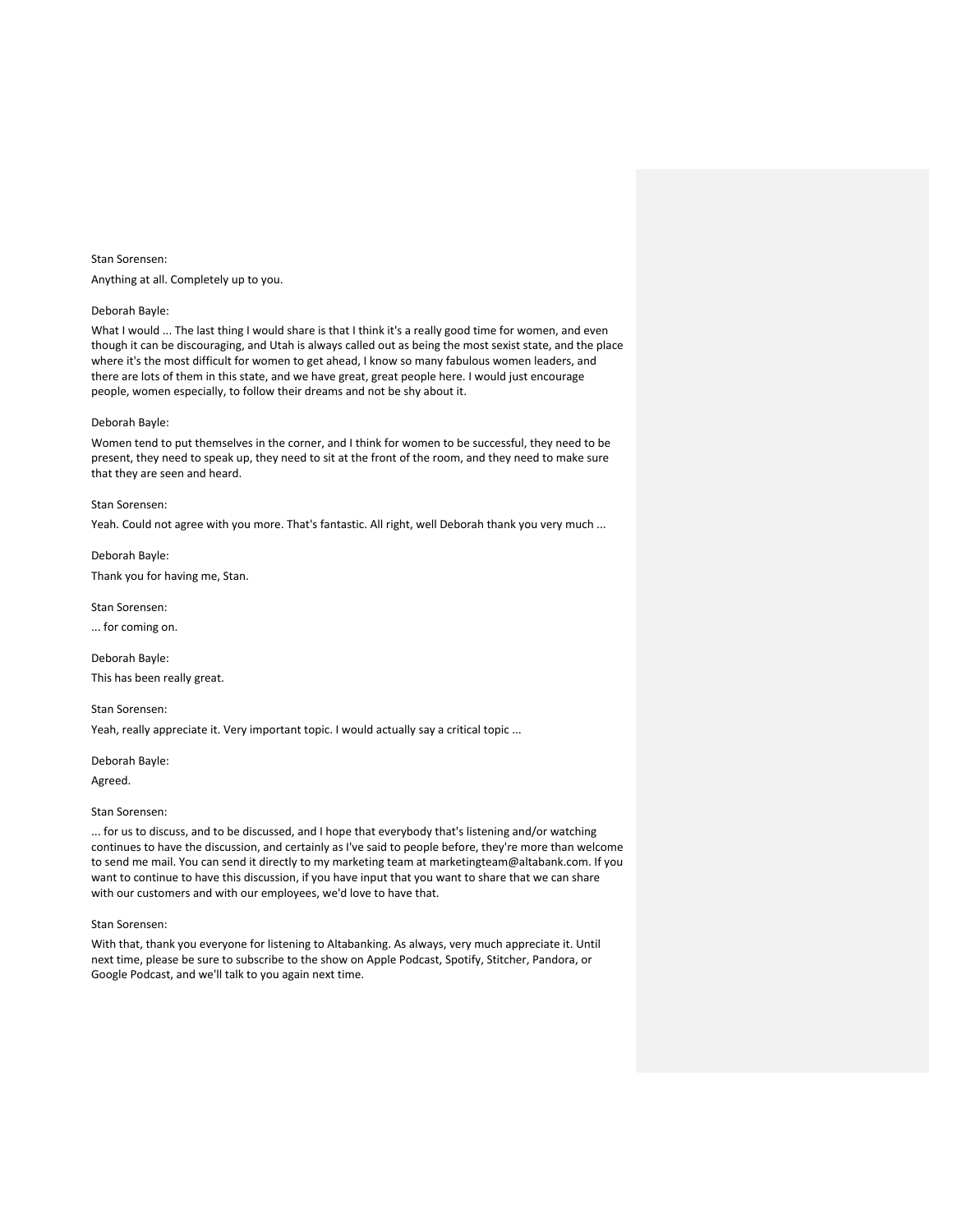Stan Sorensen:

Anything at all. Completely up to you.

Deborah Bayle:

What I would ... The last thing I would share is that I think it's a really good time for women, and even though it can be discouraging, and Utah is always called out as being the most sexist state, and the place where it's the most difficult for women to get ahead, I know so many fabulous women leaders, and there are lots of them in this state, and we have great, great people here. I would just encourage people, women especially, to follow their dreams and not be shy about it.

Deborah Bayle:

Women tend to put themselves in the corner, and I think for women to be successful, they need to be present, they need to speak up, they need to sit at the front of the room, and they need to make sure that they are seen and heard.

Stan Sorensen:

Yeah. Could not agree with you more. That's fantastic. All right, well Deborah thank you very much ...

Deborah Bayle:

Thank you for having me, Stan.

Stan Sorensen:

... for coming on.

Deborah Bayle:

This has been really great.

Stan Sorensen:

Yeah, really appreciate it. Very important topic. I would actually say a critical topic ...

Deborah Bayle:

Agreed.

Stan Sorensen:

... for us to discuss, and to be discussed, and I hope that everybody that's listening and/or watching continues to have the discussion, and certainly as I've said to people before, they're more than welcome to send me mail. You can send it directly to my marketing team at marketingteam@altabank.com. If you want to continue to have this discussion, if you have input that you want to share that we can share with our customers and with our employees, we'd love to have that.

Stan Sorensen:

With that, thank you everyone for listening to Altabanking. As always, very much appreciate it. Until next time, please be sure to subscribe to the show on Apple Podcast, Spotify, Stitcher, Pandora, or Google Podcast, and we'll talk to you again next time.